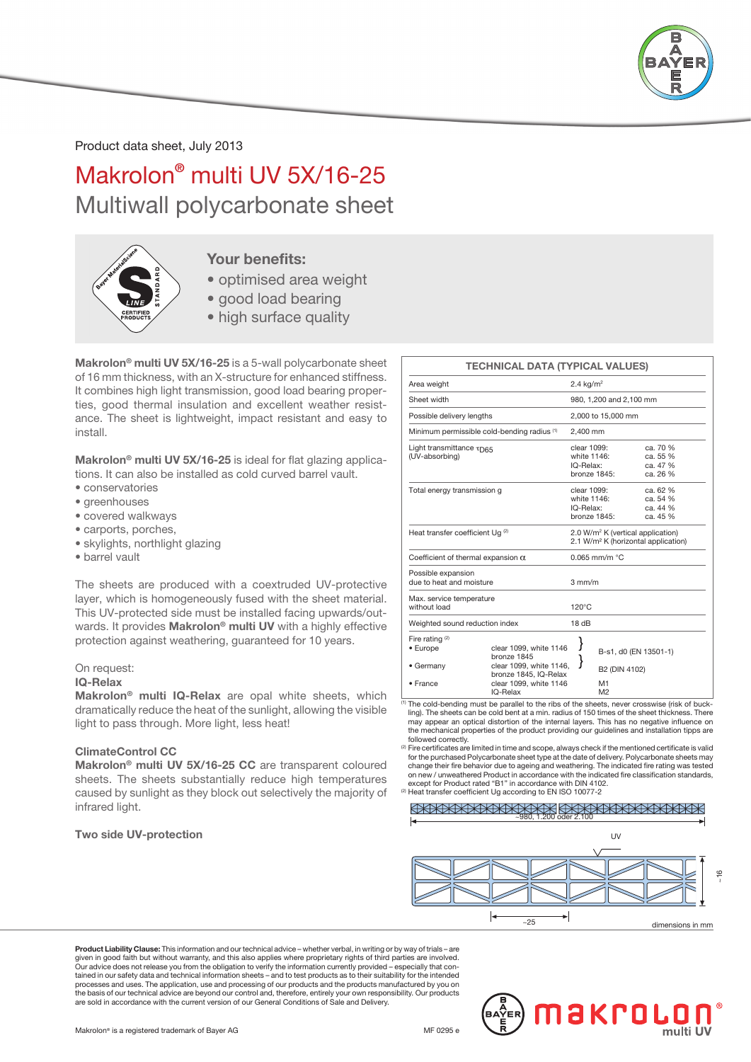Product data sheet, July 2013

# Makrolon® multi UV 5X/16-25

## Multiwall polycarbonate sheet

### Your benefits:

- optimised area weight
- good load bearing
- high surface quality

**Makrolon® multi UV 5X/16-25** is a 5-wall polycarbonate sheet of 16 mm thickness, with an X-structure for enhanced stiffness. It combines high light transmission, good load bearing properties, good thermal insulation and excellent weather resistance. The sheet is lightweight, impact resistant and easy to install.

**Makrolon® multi UV 5X/16-25** is ideal for flat glazing applications. It can also be installed as cold curved barrel vault.

- conservatories
- greenhouses
- covered walkways
- carports, porches,
- skylights, northlight glazing
- barrel vault

The sheets are produced with a coextruded UV-protective layer, which is homogeneously fused with the sheet material. This UV-protected side must be installed facing upwards/outwards. It provides **Makrolon® multi UV** with a highly effective protection against weathering, guaranteed for 10 years.

On request:

**IQ-Relax**

**Makrolon® multi IQ-Relax** are opal white sheets, which dramatically reduce the heat of the sunlight, allowing the visible light to pass through. More light, less heat!

**ClimateControl CC**

**Makrolon® multi UV 5X/16-25 CC** are transparent coloured sheets. The sheets substantially reduce high temperatures caused by sunlight as they block out selectively the majority of infrared light.

**Two side UV-protection**

| TECHNICAL DATA (TYPICAL VALUES) | |
|---|---|
| Area weight | 2.4 kg/m² |
| Sheet width | 980, 1,200 and 2,100 mm |
| Possible delivery lengths | 2,000 to 15,000 mm |
| Minimum permissible cold-bending radius [1] | 2,400 mm |
| Light transmittance $\tau_{D65}$ (UV-absorbing) | clear 1099: ca. 70 %<br>white 1146: ca. 55 %<br>IQ-Relax: ca. 47 %<br>bronze 1845: ca. 26 % |
| Total energy transmission g | clear 1099: ca. 62 %<br>white 1146: ca. 54 %<br>IQ-Relax: ca. 44 %<br>bronze 1845: ca. 45 % |
| Heat transfer coefficient Ug [2] | 2.0 W/m² K (vertical application)<br>2.1 W/m² K (horizontal application) |
| Coefficient of thermal expansion $\alpha$ | 0.065 mm/m °C |
| Possible expansion due to heat and moisture | 3 mm/m |
| Max. service temperature without load | 120°C |
| Weighted sound reduction index | 18 dB |
| Fire rating [2]<br>• Europe: clear 1099, white 1146, bronze 1845<br>• Germany: clear 1099, white 1146, bronze 1845, IQ-Relax<br>• France: clear 1099, white 1146 / IQ-Relax | <br>B-s1, d0 (EN 13501-1)<br>B2 (DIN 4102)<br>M1 / M2 |

[1] The cold-bending must be parallel to the ribs of the sheets, never crosswise (risk of buckling). The sheets can be cold bent at a min. radius of 150 times of the sheet thickness. There may appear an optical distortion of the internal layers. This has no negative influence on the mechanical properties of the product providing our guidelines and installation tipps are followed correctly.

[2] Fire certificates are limited in time and scope, always check if the mentioned certificate is valid for the purchased Polycarbonate sheet type at the date of delivery. Polycarbonate sheets may change their fire behavior due to ageing and weathering. The indicated fire rating was tested on new / unweathered Product in accordance with the indicated fire classification standards, except for Product rated "B1" in accordance with DIN 4102.

[3] Heat transfer coefficient Ug according to EN ISO 10077-2

~980, 1.200 oder 2.100

UV

~16

~25

dimensions in mm

**Product Liability Clause:** This information and our technical advice – whether verbal, in writing or by way of trials – are given in good faith but without warranty, and this also applies where proprietary rights of third parties are involved. Our advice does not release you from the obligation to verify the information currently provided – especially that contained in our safety data and technical information sheets – and to test products as to their suitability for the intended processes and uses. The application, use and processing of our products and the products manufactured by you on the basis of our technical advice are beyond our control and, therefore, entirely your own responsibility. Our products are sold in accordance with the current version of our General Conditions of Sale and Delivery.

Makrolon® is a registered trademark of Bayer AG

MF 0295 e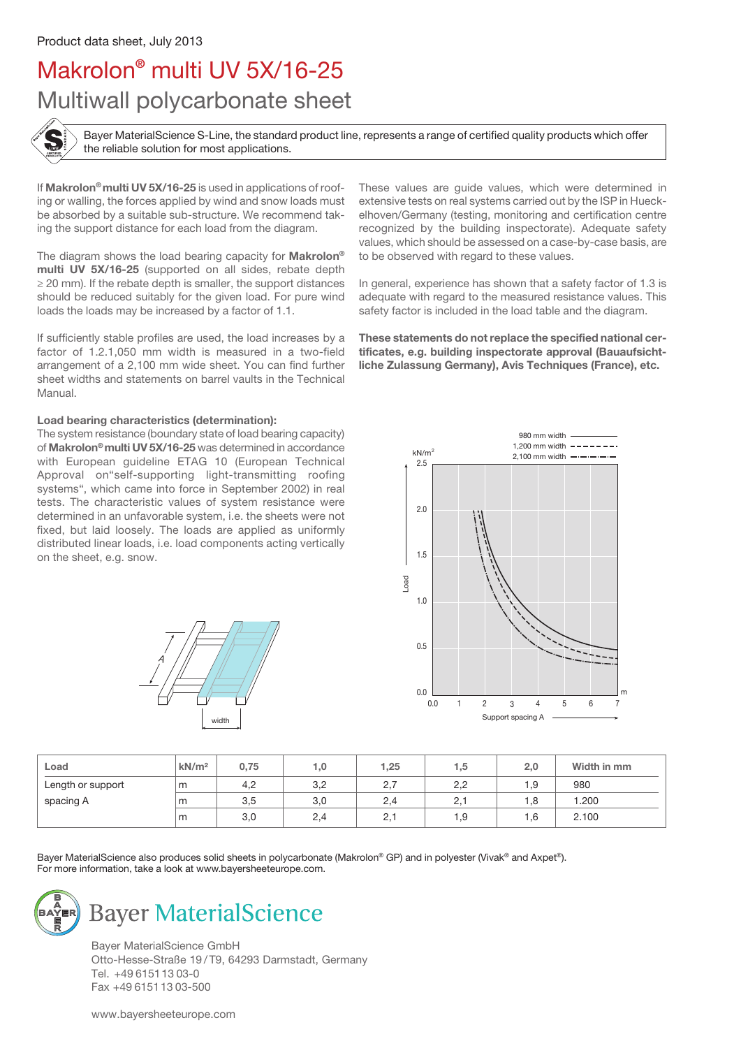Product data sheet, July 2013

# Makrolon® multi UV 5X/16-25

## Multiwall polycarbonate sheet

Bayer MaterialScience S-Line, the standard product line, represents a range of certified quality products which offer the reliable solution for most applications.

If **Makrolon® multi UV 5X/16-25** is used in applications of roofing or walling, the forces applied by wind and snow loads must be absorbed by a suitable sub-structure. We recommend taking the support distance for each load from the diagram.

The diagram shows the load bearing capacity for **Makrolon® multi UV 5X/16-25** (supported on all sides, rebate depth ≥ 20 mm). If the rebate depth is smaller, the support distances should be reduced suitably for the given load. For pure wind loads the loads may be increased by a factor of 1.1.

If sufficiently stable profiles are used, the load increases by a factor of 1.2.1,050 mm width is measured in a two-field arrangement of a 2,100 mm wide sheet. You can find further sheet widths and statements on barrel vaults in the Technical Manual.

**Load bearing characteristics (determination):**
The system resistance (boundary state of load bearing capacity) of **Makrolon® multi UV 5X/16-25** was determined in accordance with European guideline ETAG 10 (European Technical Approval on"self-supporting light-transmitting roofing systems", which came into force in September 2002) in real tests. The characteristic values of system resistance were determined in an unfavorable system, i.e. the sheets were not fixed, but laid loosely. The loads are applied as uniformly distributed linear loads, i.e. load components acting vertically on the sheet, e.g. snow.

These values are guide values, which were determined in extensive tests on real systems carried out by the ISP in Hueckelhoven/Germany (testing, monitoring and certification centre recognized by the building inspectorate). Adequate safety values, which should be assessed on a case-by-case basis, are to be observed with regard to these values.

In general, experience has shown that a safety factor of 1.3 is adequate with regard to the measured resistance values. This safety factor is included in the load table and the diagram.

**These statements do not replace the specified national certificates, e.g. building inspectorate approval (Bauaufsichtliche Zulassung Germany), Avis Techniques (France), etc.**

A

width

980 mm width
1,200 mm width
2,100 mm width

kN/m²
Load
2.5
2.0
1.5
1.0
0.5
0.0

0.0 1 2 3 4 5 6 7 m
Support spacing A

| Load | kN/m² | 0,75 | 1,0 | 1,25 | 1,5 | 2,0 | Width in mm |
|---|---|---|---|---|---|---|---|
| Length or support spacing A | m | 4,2 | 3,2 | 2,7 | 2,2 | 1,9 | 980 |
| | m | 3,5 | 3,0 | 2,4 | 2,1 | 1,8 | 1.200 |
| | m | 3,0 | 2,4 | 2,1 | 1,9 | 1,6 | 2.100 |

Bayer MaterialScience also produces solid sheets in polycarbonate (Makrolon® GP) and in polyester (Vivak® and Axpet®).
For more information, take a look at www.bayersheeteurope.com.

Bayer MaterialScience

Bayer MaterialScience GmbH
Otto-Hesse-Straße 19/T9, 64293 Darmstadt, Germany
Tel. +49 6151 13 03-0
Fax +49 6151 13 03-500

www.bayersheeteurope.com